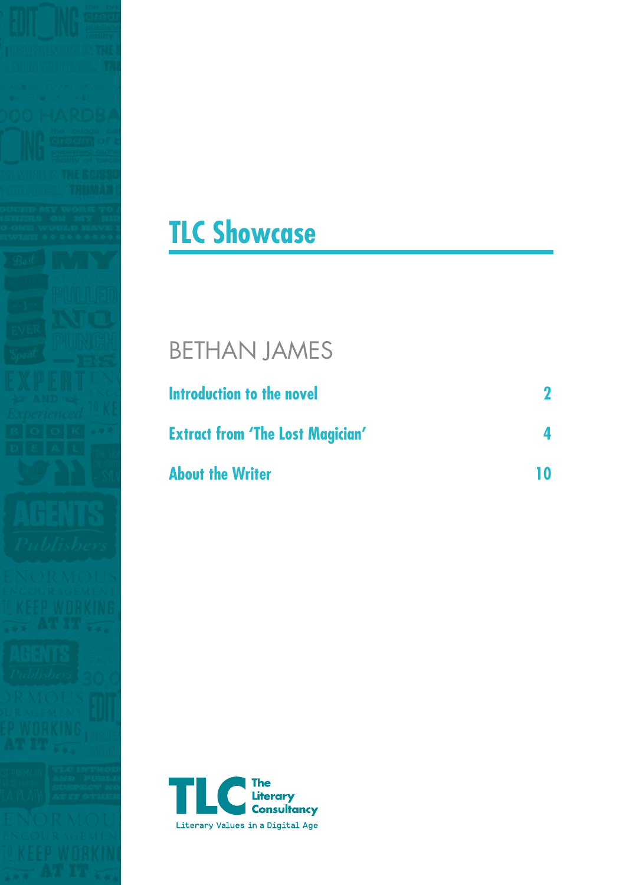# TLC Showcase

## BETHAN JAMES

| | |
|---|---|
| **Introduction to the novel** | **2** |
| **Extract from 'The Lost Magician'** | **4** |
| **About the Writer** | **10** |

The Literary Consultancy

Literary Values in a Digital Age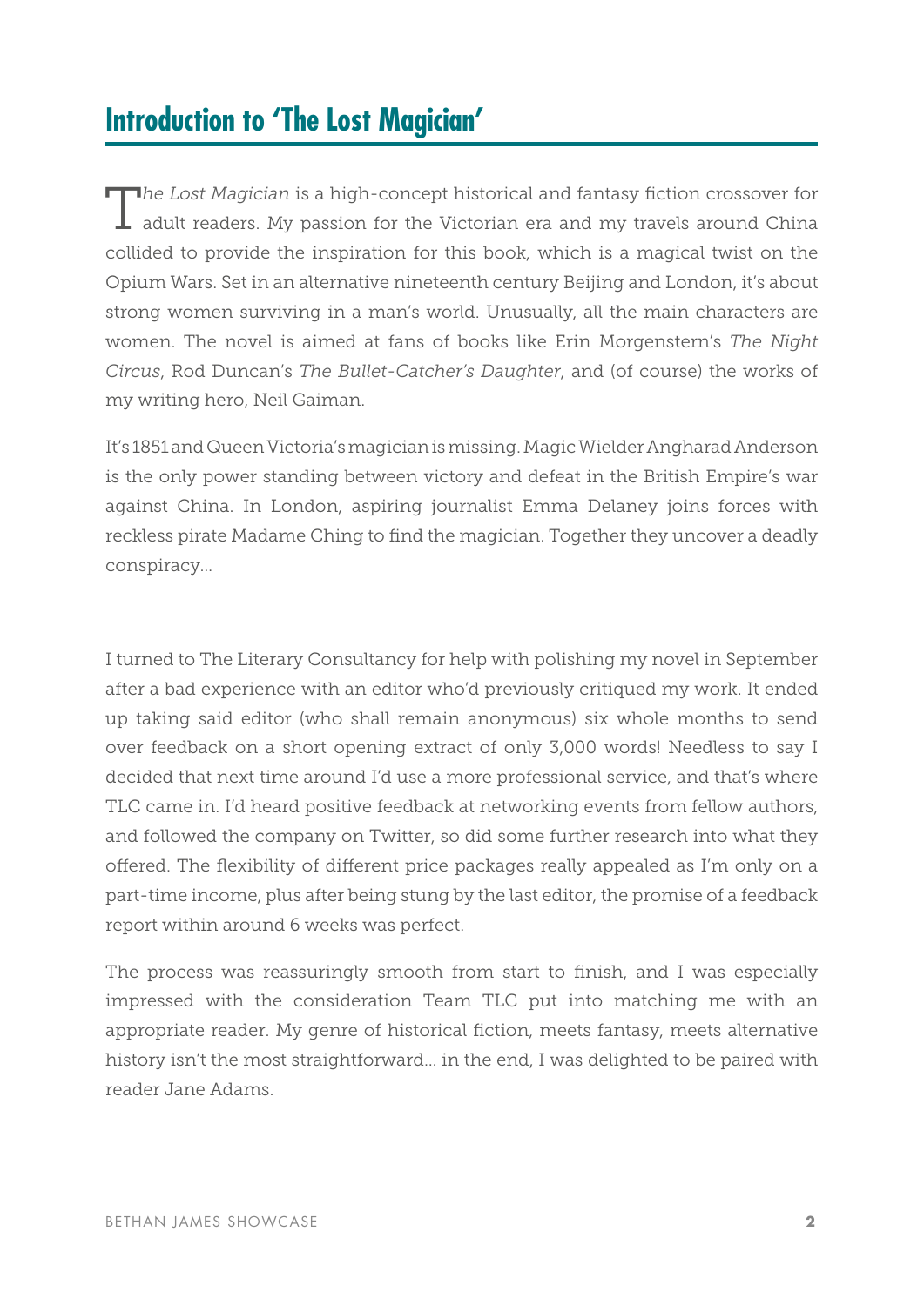# Introduction to 'The Lost Magician'

*The Lost Magician* is a high-concept historical and fantasy fiction crossover for adult readers. My passion for the Victorian era and my travels around China collided to provide the inspiration for this book, which is a magical twist on the Opium Wars. Set in an alternative nineteenth century Beijing and London, it's about strong women surviving in a man's world. Unusually, all the main characters are women. The novel is aimed at fans of books like Erin Morgenstern's *The Night Circus*, Rod Duncan's *The Bullet-Catcher's Daughter*, and (of course) the works of my writing hero, Neil Gaiman.

It's 1851 and Queen Victoria's magician is missing. Magic Wielder Angharad Anderson is the only power standing between victory and defeat in the British Empire's war against China. In London, aspiring journalist Emma Delaney joins forces with reckless pirate Madame Ching to find the magician. Together they uncover a deadly conspiracy...

I turned to The Literary Consultancy for help with polishing my novel in September after a bad experience with an editor who'd previously critiqued my work. It ended up taking said editor (who shall remain anonymous) six whole months to send over feedback on a short opening extract of only 3,000 words! Needless to say I decided that next time around I'd use a more professional service, and that's where TLC came in. I'd heard positive feedback at networking events from fellow authors, and followed the company on Twitter, so did some further research into what they offered. The flexibility of different price packages really appealed as I'm only on a part-time income, plus after being stung by the last editor, the promise of a feedback report within around 6 weeks was perfect.

The process was reassuringly smooth from start to finish, and I was especially impressed with the consideration Team TLC put into matching me with an appropriate reader. My genre of historical fiction, meets fantasy, meets alternative history isn't the most straightforward... in the end, I was delighted to be paired with reader Jane Adams.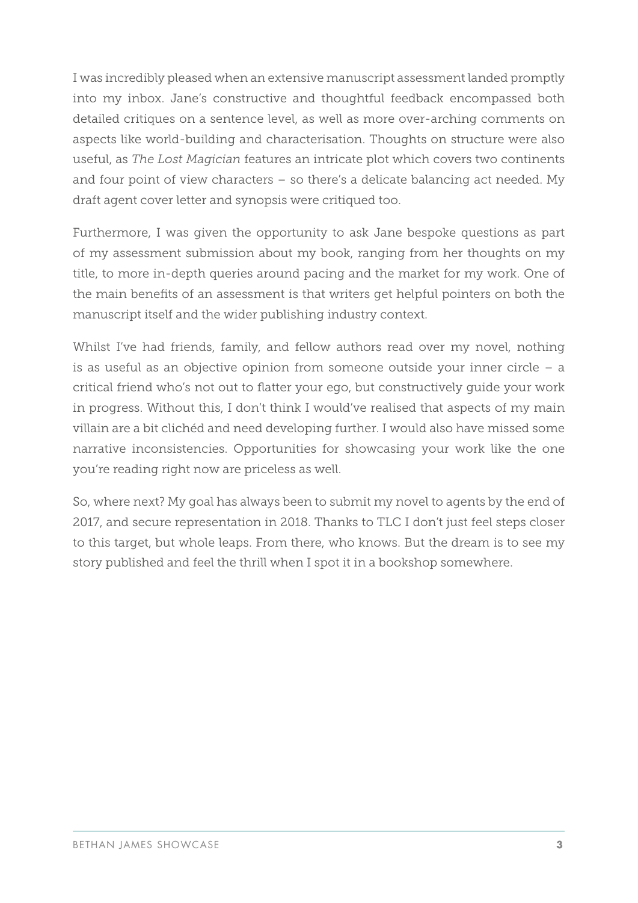I was incredibly pleased when an extensive manuscript assessment landed promptly into my inbox. Jane's constructive and thoughtful feedback encompassed both detailed critiques on a sentence level, as well as more over-arching comments on aspects like world-building and characterisation. Thoughts on structure were also useful, as *The Lost Magician* features an intricate plot which covers two continents and four point of view characters – so there's a delicate balancing act needed. My draft agent cover letter and synopsis were critiqued too.

Furthermore, I was given the opportunity to ask Jane bespoke questions as part of my assessment submission about my book, ranging from her thoughts on my title, to more in-depth queries around pacing and the market for my work. One of the main benefits of an assessment is that writers get helpful pointers on both the manuscript itself and the wider publishing industry context.

Whilst I've had friends, family, and fellow authors read over my novel, nothing is as useful as an objective opinion from someone outside your inner circle – a critical friend who's not out to flatter your ego, but constructively guide your work in progress. Without this, I don't think I would've realised that aspects of my main villain are a bit clichéd and need developing further. I would also have missed some narrative inconsistencies. Opportunities for showcasing your work like the one you're reading right now are priceless as well.

So, where next? My goal has always been to submit my novel to agents by the end of 2017, and secure representation in 2018. Thanks to TLC I don't just feel steps closer to this target, but whole leaps. From there, who knows. But the dream is to see my story published and feel the thrill when I spot it in a bookshop somewhere.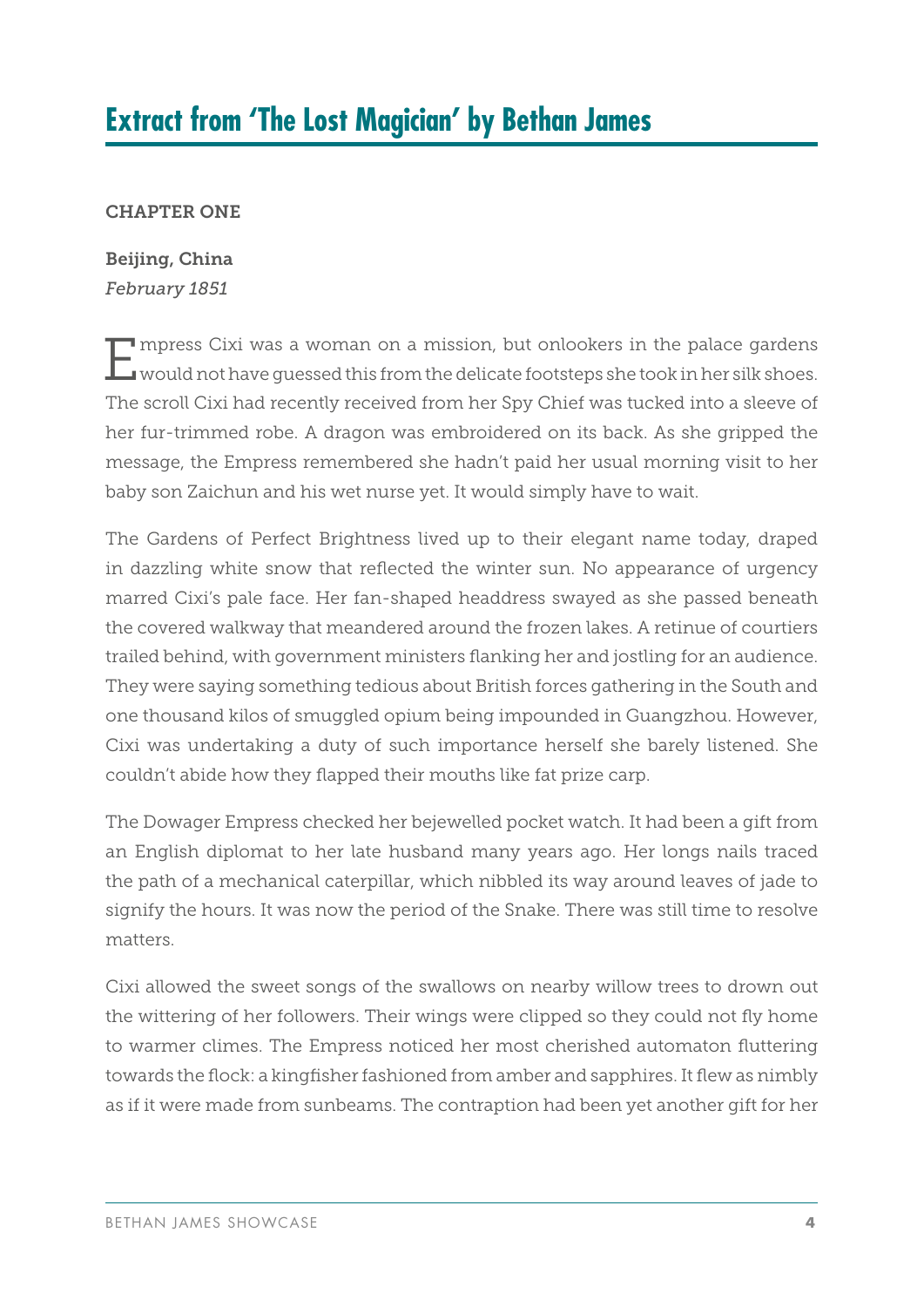# Extract from 'The Lost Magician' by Bethan James

CHAPTER ONE

**Beijing, China**
*February 1851*

Empress Cixi was a woman on a mission, but onlookers in the palace gardens would not have guessed this from the delicate footsteps she took in her silk shoes. The scroll Cixi had recently received from her Spy Chief was tucked into a sleeve of her fur-trimmed robe. A dragon was embroidered on its back. As she gripped the message, the Empress remembered she hadn't paid her usual morning visit to her baby son Zaichun and his wet nurse yet. It would simply have to wait.

The Gardens of Perfect Brightness lived up to their elegant name today, draped in dazzling white snow that reflected the winter sun. No appearance of urgency marred Cixi's pale face. Her fan-shaped headdress swayed as she passed beneath the covered walkway that meandered around the frozen lakes. A retinue of courtiers trailed behind, with government ministers flanking her and jostling for an audience. They were saying something tedious about British forces gathering in the South and one thousand kilos of smuggled opium being impounded in Guangzhou. However, Cixi was undertaking a duty of such importance herself she barely listened. She couldn't abide how they flapped their mouths like fat prize carp.

The Dowager Empress checked her bejewelled pocket watch. It had been a gift from an English diplomat to her late husband many years ago. Her longs nails traced the path of a mechanical caterpillar, which nibbled its way around leaves of jade to signify the hours. It was now the period of the Snake. There was still time to resolve matters.

Cixi allowed the sweet songs of the swallows on nearby willow trees to drown out the wittering of her followers. Their wings were clipped so they could not fly home to warmer climes. The Empress noticed her most cherished automaton fluttering towards the flock: a kingfisher fashioned from amber and sapphires. It flew as nimbly as if it were made from sunbeams. The contraption had been yet another gift for her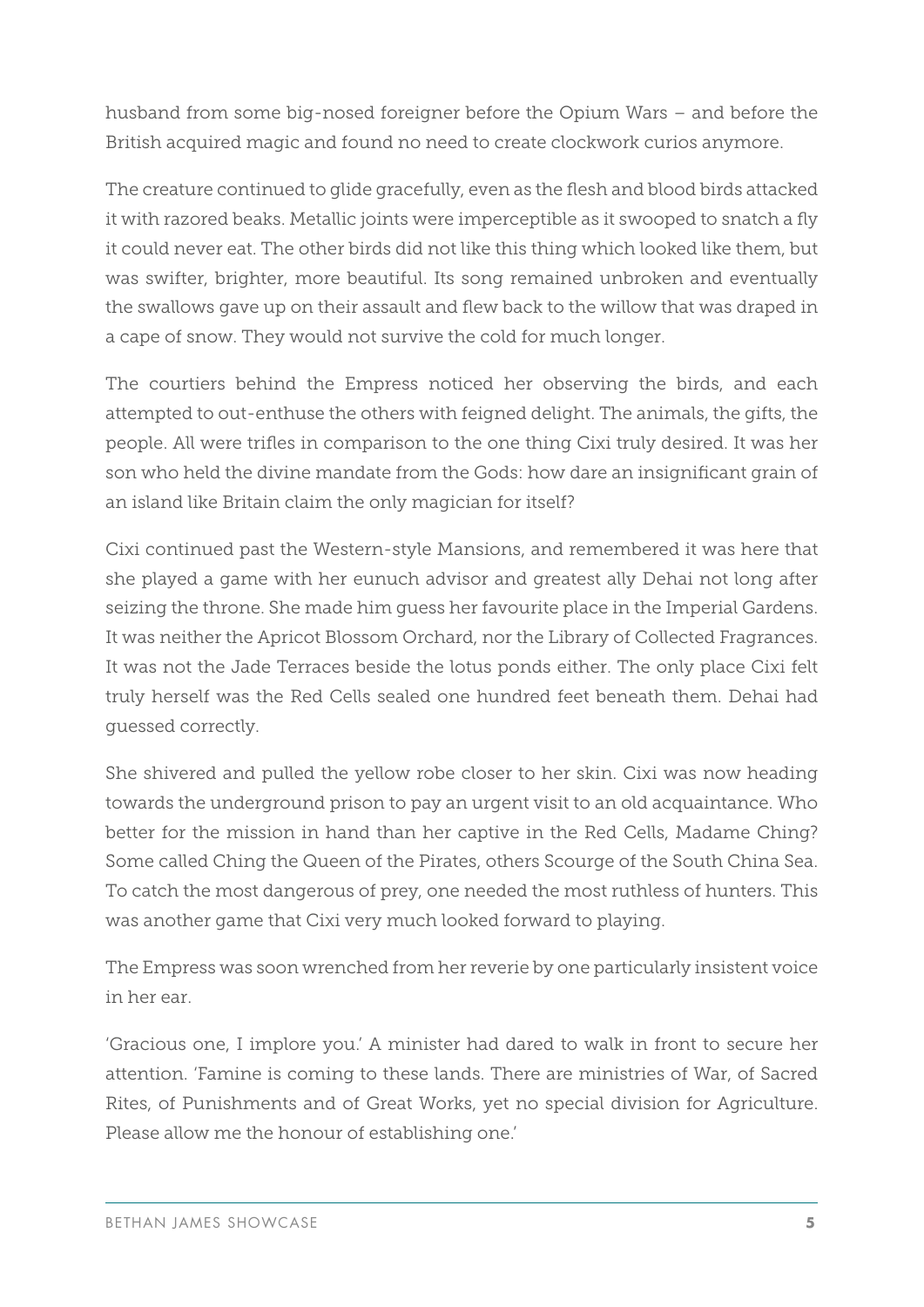husband from some big-nosed foreigner before the Opium Wars – and before the British acquired magic and found no need to create clockwork curios anymore.

The creature continued to glide gracefully, even as the flesh and blood birds attacked it with razored beaks. Metallic joints were imperceptible as it swooped to snatch a fly it could never eat. The other birds did not like this thing which looked like them, but was swifter, brighter, more beautiful. Its song remained unbroken and eventually the swallows gave up on their assault and flew back to the willow that was draped in a cape of snow. They would not survive the cold for much longer.

The courtiers behind the Empress noticed her observing the birds, and each attempted to out-enthuse the others with feigned delight. The animals, the gifts, the people. All were trifles in comparison to the one thing Cixi truly desired. It was her son who held the divine mandate from the Gods: how dare an insignificant grain of an island like Britain claim the only magician for itself?

Cixi continued past the Western-style Mansions, and remembered it was here that she played a game with her eunuch advisor and greatest ally Dehai not long after seizing the throne. She made him guess her favourite place in the Imperial Gardens. It was neither the Apricot Blossom Orchard, nor the Library of Collected Fragrances. It was not the Jade Terraces beside the lotus ponds either. The only place Cixi felt truly herself was the Red Cells sealed one hundred feet beneath them. Dehai had guessed correctly.

She shivered and pulled the yellow robe closer to her skin. Cixi was now heading towards the underground prison to pay an urgent visit to an old acquaintance. Who better for the mission in hand than her captive in the Red Cells, Madame Ching? Some called Ching the Queen of the Pirates, others Scourge of the South China Sea. To catch the most dangerous of prey, one needed the most ruthless of hunters. This was another game that Cixi very much looked forward to playing.

The Empress was soon wrenched from her reverie by one particularly insistent voice in her ear.

'Gracious one, I implore you.' A minister had dared to walk in front to secure her attention. 'Famine is coming to these lands. There are ministries of War, of Sacred Rites, of Punishments and of Great Works, yet no special division for Agriculture. Please allow me the honour of establishing one.'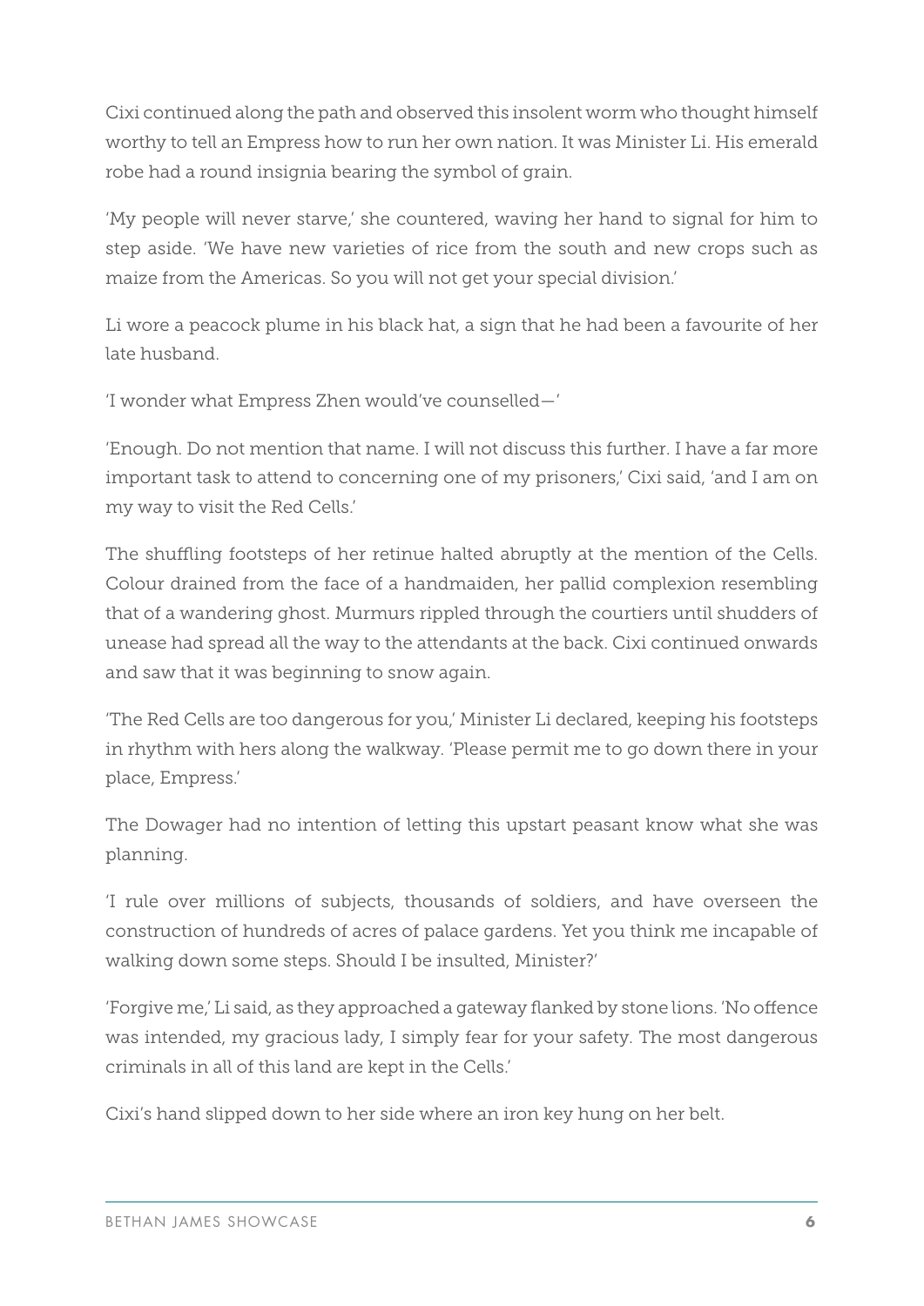Cixi continued along the path and observed this insolent worm who thought himself worthy to tell an Empress how to run her own nation. It was Minister Li. His emerald robe had a round insignia bearing the symbol of grain.

'My people will never starve,' she countered, waving her hand to signal for him to step aside. 'We have new varieties of rice from the south and new crops such as maize from the Americas. So you will not get your special division.'

Li wore a peacock plume in his black hat, a sign that he had been a favourite of her late husband.

'I wonder what Empress Zhen would've counselled—'

'Enough. Do not mention that name. I will not discuss this further. I have a far more important task to attend to concerning one of my prisoners,' Cixi said, 'and I am on my way to visit the Red Cells.'

The shuffling footsteps of her retinue halted abruptly at the mention of the Cells. Colour drained from the face of a handmaiden, her pallid complexion resembling that of a wandering ghost. Murmurs rippled through the courtiers until shudders of unease had spread all the way to the attendants at the back. Cixi continued onwards and saw that it was beginning to snow again.

'The Red Cells are too dangerous for you,' Minister Li declared, keeping his footsteps in rhythm with hers along the walkway. 'Please permit me to go down there in your place, Empress.'

The Dowager had no intention of letting this upstart peasant know what she was planning.

'I rule over millions of subjects, thousands of soldiers, and have overseen the construction of hundreds of acres of palace gardens. Yet you think me incapable of walking down some steps. Should I be insulted, Minister?'

'Forgive me,' Li said, as they approached a gateway flanked by stone lions. 'No offence was intended, my gracious lady, I simply fear for your safety. The most dangerous criminals in all of this land are kept in the Cells.'

Cixi's hand slipped down to her side where an iron key hung on her belt.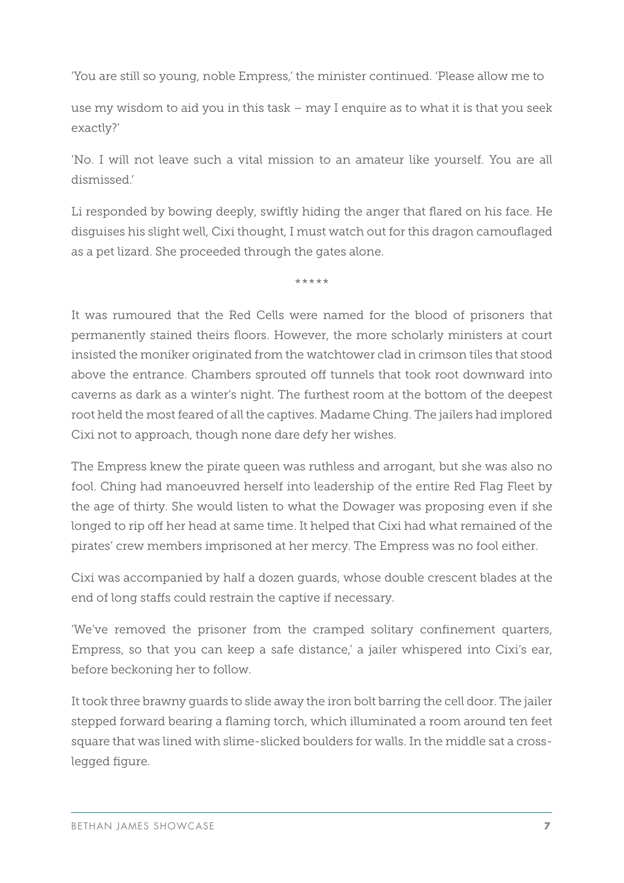'You are still so young, noble Empress,' the minister continued. 'Please allow me to

use my wisdom to aid you in this task – may I enquire as to what it is that you seek exactly?'

'No. I will not leave such a vital mission to an amateur like yourself. You are all dismissed.'

Li responded by bowing deeply, swiftly hiding the anger that flared on his face. He disguises his slight well, Cixi thought, I must watch out for this dragon camouflaged as a pet lizard. She proceeded through the gates alone.

*****

It was rumoured that the Red Cells were named for the blood of prisoners that permanently stained theirs floors. However, the more scholarly ministers at court insisted the moniker originated from the watchtower clad in crimson tiles that stood above the entrance. Chambers sprouted off tunnels that took root downward into caverns as dark as a winter's night. The furthest room at the bottom of the deepest root held the most feared of all the captives. Madame Ching. The jailers had implored Cixi not to approach, though none dare defy her wishes.

The Empress knew the pirate queen was ruthless and arrogant, but she was also no fool. Ching had manoeuvred herself into leadership of the entire Red Flag Fleet by the age of thirty. She would listen to what the Dowager was proposing even if she longed to rip off her head at same time. It helped that Cixi had what remained of the pirates' crew members imprisoned at her mercy. The Empress was no fool either.

Cixi was accompanied by half a dozen guards, whose double crescent blades at the end of long staffs could restrain the captive if necessary.

'We've removed the prisoner from the cramped solitary confinement quarters, Empress, so that you can keep a safe distance,' a jailer whispered into Cixi's ear, before beckoning her to follow.

It took three brawny guards to slide away the iron bolt barring the cell door. The jailer stepped forward bearing a flaming torch, which illuminated a room around ten feet square that was lined with slime-slicked boulders for walls. In the middle sat a cross-legged figure.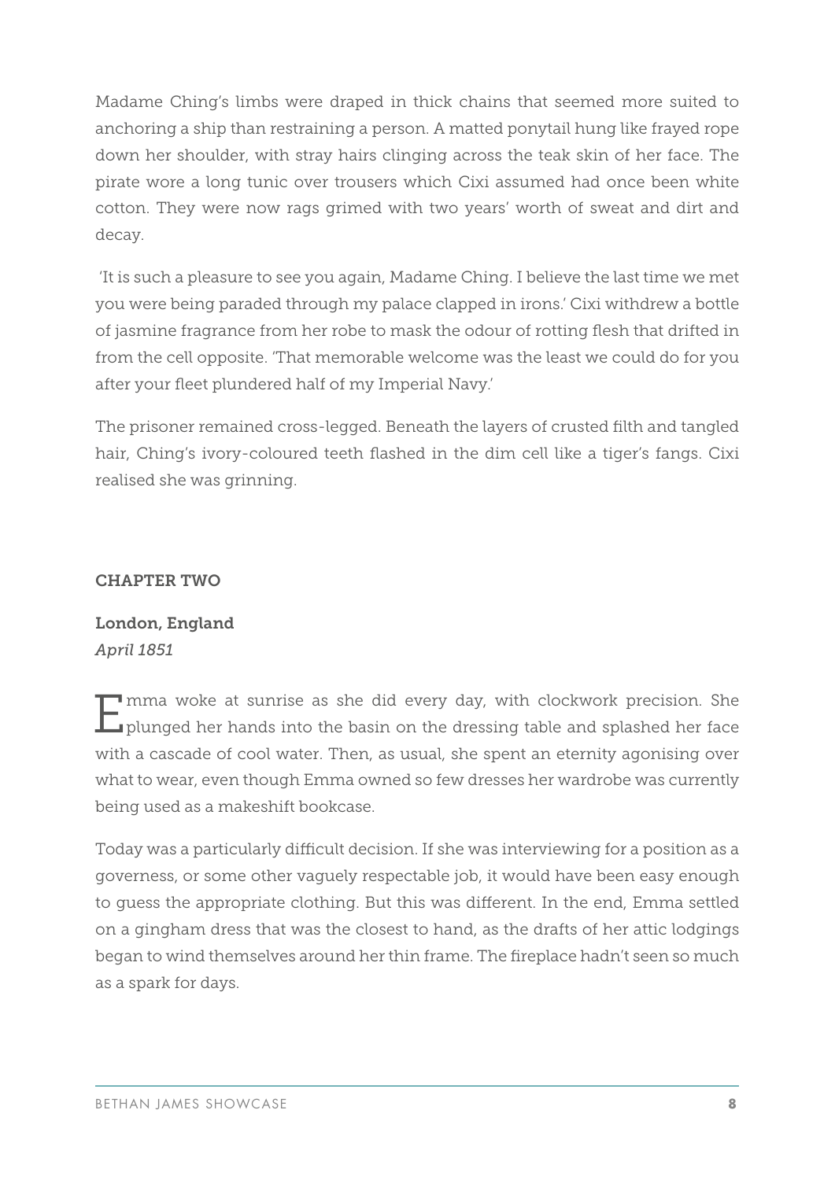Madame Ching's limbs were draped in thick chains that seemed more suited to anchoring a ship than restraining a person. A matted ponytail hung like frayed rope down her shoulder, with stray hairs clinging across the teak skin of her face. The pirate wore a long tunic over trousers which Cixi assumed had once been white cotton. They were now rags grimed with two years' worth of sweat and dirt and decay.

'It is such a pleasure to see you again, Madame Ching. I believe the last time we met you were being paraded through my palace clapped in irons.' Cixi withdrew a bottle of jasmine fragrance from her robe to mask the odour of rotting flesh that drifted in from the cell opposite. 'That memorable welcome was the least we could do for you after your fleet plundered half of my Imperial Navy.'

The prisoner remained cross-legged. Beneath the layers of crusted filth and tangled hair, Ching's ivory-coloured teeth flashed in the dim cell like a tiger's fangs. Cixi realised she was grinning.

## CHAPTER TWO

**London, England**
*April 1851*

Emma woke at sunrise as she did every day, with clockwork precision. She plunged her hands into the basin on the dressing table and splashed her face with a cascade of cool water. Then, as usual, she spent an eternity agonising over what to wear, even though Emma owned so few dresses her wardrobe was currently being used as a makeshift bookcase.

Today was a particularly difficult decision. If she was interviewing for a position as a governess, or some other vaguely respectable job, it would have been easy enough to guess the appropriate clothing. But this was different. In the end, Emma settled on a gingham dress that was the closest to hand, as the drafts of her attic lodgings began to wind themselves around her thin frame. The fireplace hadn't seen so much as a spark for days.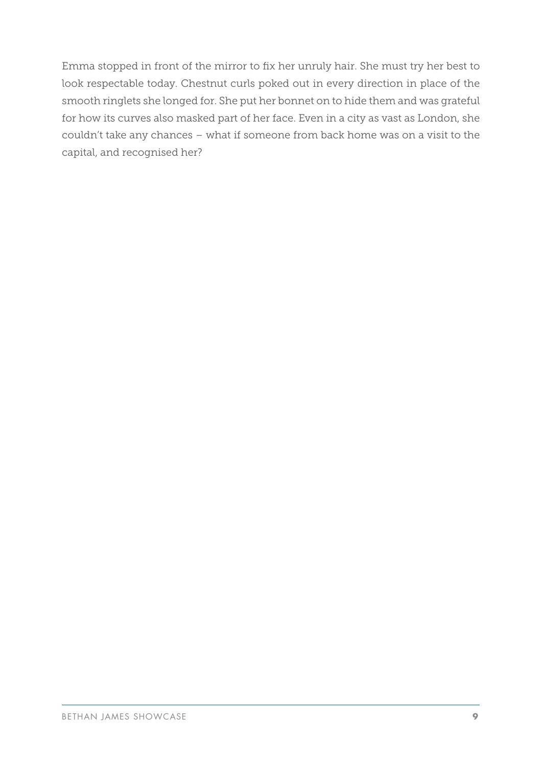Emma stopped in front of the mirror to fix her unruly hair. She must try her best to look respectable today. Chestnut curls poked out in every direction in place of the smooth ringlets she longed for. She put her bonnet on to hide them and was grateful for how its curves also masked part of her face. Even in a city as vast as London, she couldn't take any chances – what if someone from back home was on a visit to the capital, and recognised her?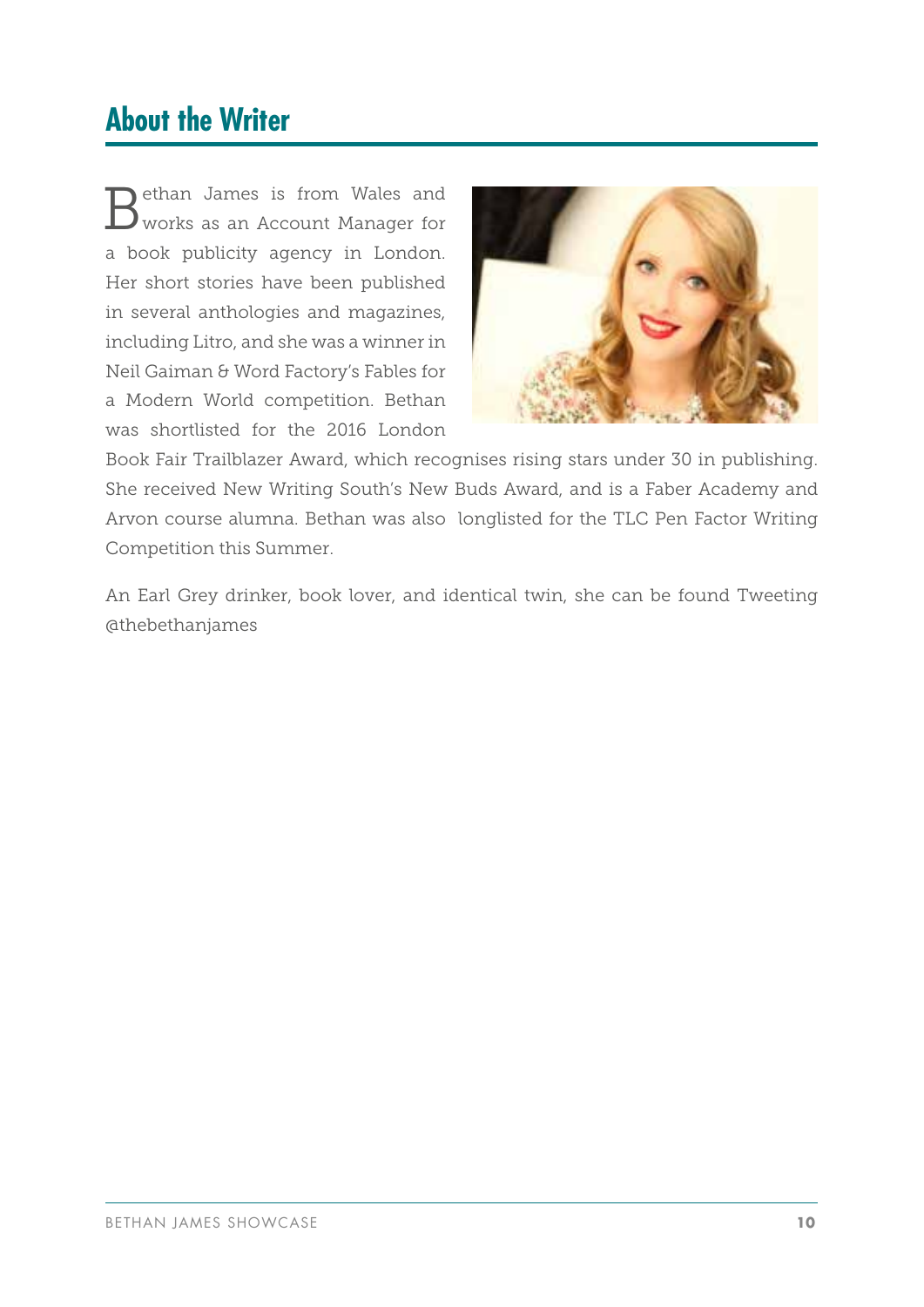## About the Writer

Bethan James is from Wales and works as an Account Manager for a book publicity agency in London. Her short stories have been published in several anthologies and magazines, including Litro, and she was a winner in Neil Gaiman & Word Factory's Fables for a Modern World competition. Bethan was shortlisted for the 2016 London Book Fair Trailblazer Award, which recognises rising stars under 30 in publishing. She received New Writing South's New Buds Award, and is a Faber Academy and Arvon course alumna. Bethan was also longlisted for the TLC Pen Factor Writing Competition this Summer.

An Earl Grey drinker, book lover, and identical twin, she can be found Tweeting @thebethanjames